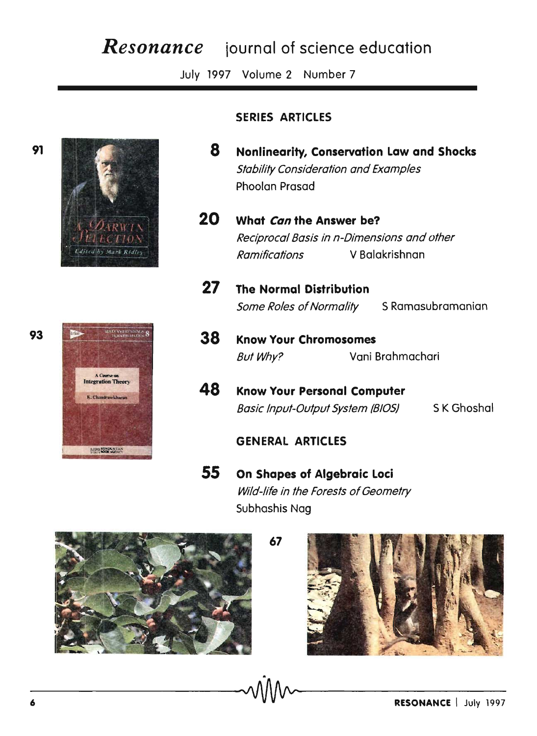# *Resonance* journal of science education

July 1997 Volume 2 Number 7

## SERIES ARTICLES

**8** **Nonlinearity, Conservation Law and Shocks**
*Stability Consideration and Examples*
Phoolan Prasad

**20** **What *Can* the Answer be?**
*Reciprocal Basis in n-Dimensions and other Ramifications*
V Balakrishnan

**27** **The Normal Distribution**
*Some Roles of Normality*
S Ramasubramanian

**38** **Know Your Chromosomes**
*But Why?*
Vani Brahmachari

**48** **Know Your Personal Computer**
*Basic Input-Output System (BIOS)*
S K Ghoshal

## GENERAL ARTICLES

**55** **On Shapes of Algebraic Loci**
*Wild-life in the Forests of Geometry*
Subhashis Nag

91

93

67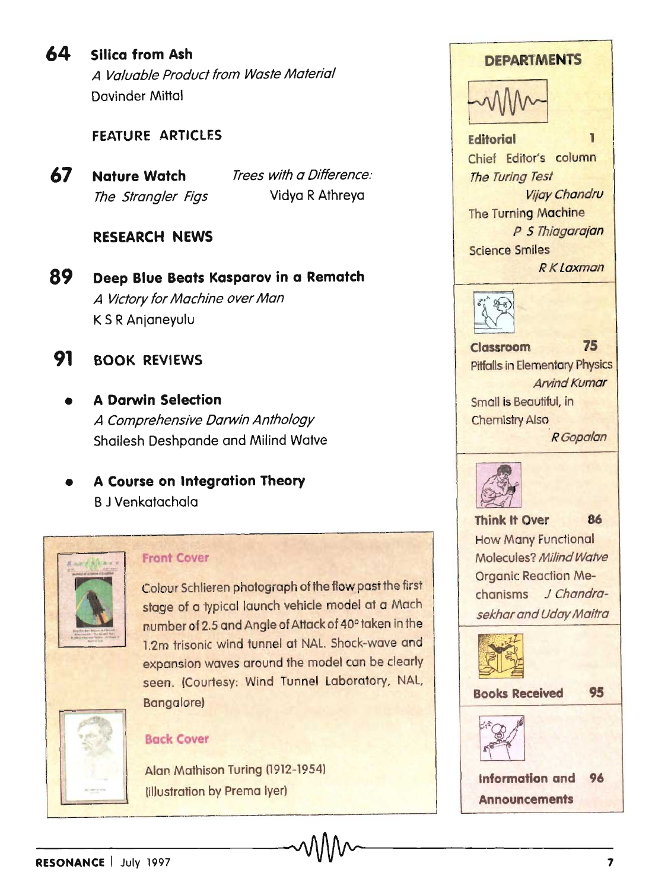**64** **Silica from Ash**
*A Valuable Product from Waste Material*
Davinder Mittal

## FEATURE ARTICLES

**67** **Nature Watch** *Trees with a Difference: The Strangler Figs*
Vidya R Athreya

## RESEARCH NEWS

**89** **Deep Blue Beats Kasparov in a Rematch**
*A Victory for Machine over Man*
K S R Anjaneyulu

## 91 BOOK REVIEWS

- **A Darwin Selection**
  *A Comprehensive Darwin Anthology*
  Shailesh Deshpande and Milind Watve

- **A Course on Integration Theory**
  B J Venkatachala

**Front Cover**

Colour Schlieren photograph of the flow past the first stage of a typical launch vehicle model at a Mach number of 2.5 and Angle of Attack of 40° taken in the 1.2m trisonic wind tunnel at NAL. Shock-wave and expansion waves around the model can be clearly seen. (Courtesy: Wind Tunnel Laboratory, NAL, Bangalore)

**Back Cover**

Alan Mathison Turing (1912-1954)
(illustration by Prema Iyer)

## DEPARTMENTS

**Editorial** **1**
Chief Editor's column
*The Turing Test*
*Vijay Chandru*
The Turning Machine
*P S Thiagarajan*
Science Smiles
*R K Laxman*

**Classroom** **75**
Pitfalls in Elementary Physics
*Arvind Kumar*
Small is Beautiful, in Chemistry Also
*R Gopalan*

**Think It Over** **86**
How Many Functional Molecules? *Milind Watve*
Organic Reaction Mechanisms *J Chandrasekhar and Uday Maitra*

**Books Received** **95**

**Information and Announcements** **96**